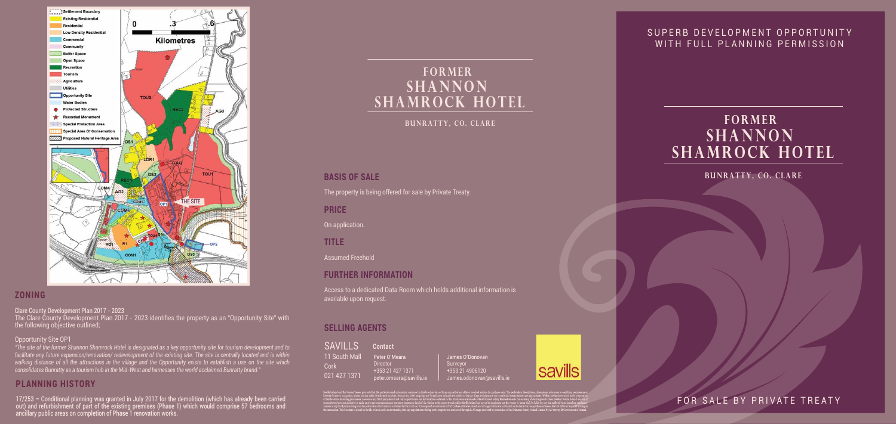Settlement Boundary
Existing Residential
Residential
Low Density Residential
Commercial
Community
Buffer Space
Open Space
Recreation
Tourism
Agriculture
Utilities
Opportunity Site
Water Bodies
Protected Structure
Recorded Monument
Special Protection Area
Special Area Of Conservation
Proposed Natural Heritage Area

0 .3 .6
Kilometres

## ZONING

Clare County Development Plan 2017 - 2023

The Clare County Development Plan 2017 - 2023 identifies the property as an "Opportunity Site" with the following objective outlined;

Opportunity Site OP1

*"The site of the former Shannon Shamrock Hotel is designated as a key opportunity site for tourism development and to facilitate any future expansion/renovation/ redevelopment of the existing site. The site is centrally located and is within walking distance of all the attractions in the village and the Opportunity exists to establish a use on the site which consolidates Bunratty as a tourism hub in the Mid-West and harnesses the world acclaimed Bunratty brand."*

## PLANNING HISTORY

17/253 – Conditional planning was granted in July 2017 for the demolition (which has already been carried out) and refurbishment of part of the existing premises (Phase 1) which would comprise 57 bedrooms and ancillary public areas on completion of Phase 1 renovation works.

# FORMER SHANNON SHAMROCK HOTEL

BUNRATTY, CO. CLARE

## BASIS OF SALE

The property is being offered for sale by Private Treaty.

## PRICE

On application.

## TITLE

Assumed Freehold

## FURTHER INFORMATION

Access to a dedicated Data Room which holds additional information is available upon request.

## SELLING AGENTS

SAVILLS
11 South Mall
Cork
021 427 1371

**Contact**

Peter O'Meara
Director
+353 21 427 1371
peter.omeara@savills.ie

James O'Donovan
Surveyor
+353 21 4906120
James.odonovan@savills.ie

savills

SUPERB DEVELOPMENT OPPORTUNITY WITH FULL PLANNING PERMISSION

# FORMER SHANNON SHAMROCK HOTEL

BUNRATTY, CO. CLARE

FOR SALE BY PRIVATE TREATY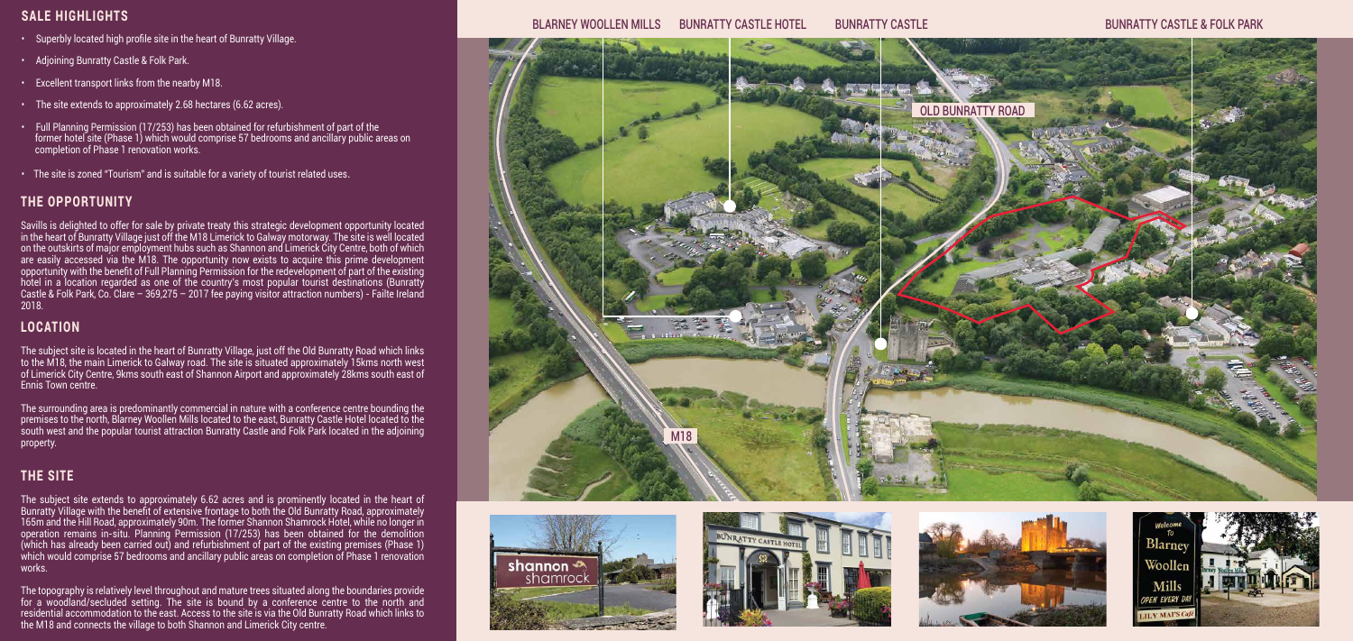## SALE HIGHLIGHTS

- Superbly located high profile site in the heart of Bunratty Village.
- Adjoining Bunratty Castle & Folk Park.
- Excellent transport links from the nearby M18.
- The site extends to approximately 2.68 hectares (6.62 acres).
- Full Planning Permission (17/253) has been obtained for refurbishment of part of the former hotel site (Phase 1) which would comprise 57 bedrooms and ancillary public areas on completion of Phase 1 renovation works.
- The site is zoned "Tourism" and is suitable for a variety of tourist related uses.

## THE OPPORTUNITY

Savills is delighted to offer for sale by private treaty this strategic development opportunity located in the heart of Bunratty Village just off the M18 Limerick to Galway motorway. The site is well located on the outskirts of major employment hubs such as Shannon and Limerick City Centre, both of which are easily accessed via the M18. The opportunity now exists to acquire this prime development opportunity with the benefit of Full Planning Permission for the redevelopment of part of the existing hotel in a location regarded as one of the country's most popular tourist destinations (Bunratty Castle & Folk Park, Co. Clare – 369,275 – 2017 fee paying visitor attraction numbers) - Failte Ireland 2018.

## LOCATION

The subject site is located in the heart of Bunratty Village, just off the Old Bunratty Road which links to the M18, the main Limerick to Galway road. The site is situated approximately 15kms north west of Limerick City Centre, 9kms south east of Shannon Airport and approximately 28kms south east of Ennis Town centre.

The surrounding area is predominantly commercial in nature with a conference centre bounding the premises to the north, Blarney Woollen Mills located to the east, Bunratty Castle Hotel located to the south west and the popular tourist attraction Bunratty Castle and Folk Park located in the adjoining property.

## THE SITE

The subject site extends to approximately 6.62 acres and is prominently located in the heart of Bunratty Village with the benefit of extensive frontage to both the Old Bunratty Road, approximately 165m and the Hill Road, approximately 90m. The former Shannon Shamrock Hotel, while no longer in operation remains in-situ. Planning Permission (17/253) has been obtained for the demolition (which has already been carried out) and refurbishment of part of the existing premises (Phase 1) which would comprise 57 bedrooms and ancillary public areas on completion of Phase 1 renovation works.

The topography is relatively level throughout and mature trees situated along the boundaries provide for a woodland/secluded setting. The site is bound by a conference centre to the north and residential accommodation to the east. Access to the site is via the Old Bunratty Road which links to the M18 and connects the village to both Shannon and Limerick City centre.

BLARNEY WOOLLEN MILLS

BUNRATTY CASTLE HOTEL

BUNRATTY CASTLE

BUNRATTY CASTLE & FOLK PARK

OLD BUNRATTY ROAD

M18